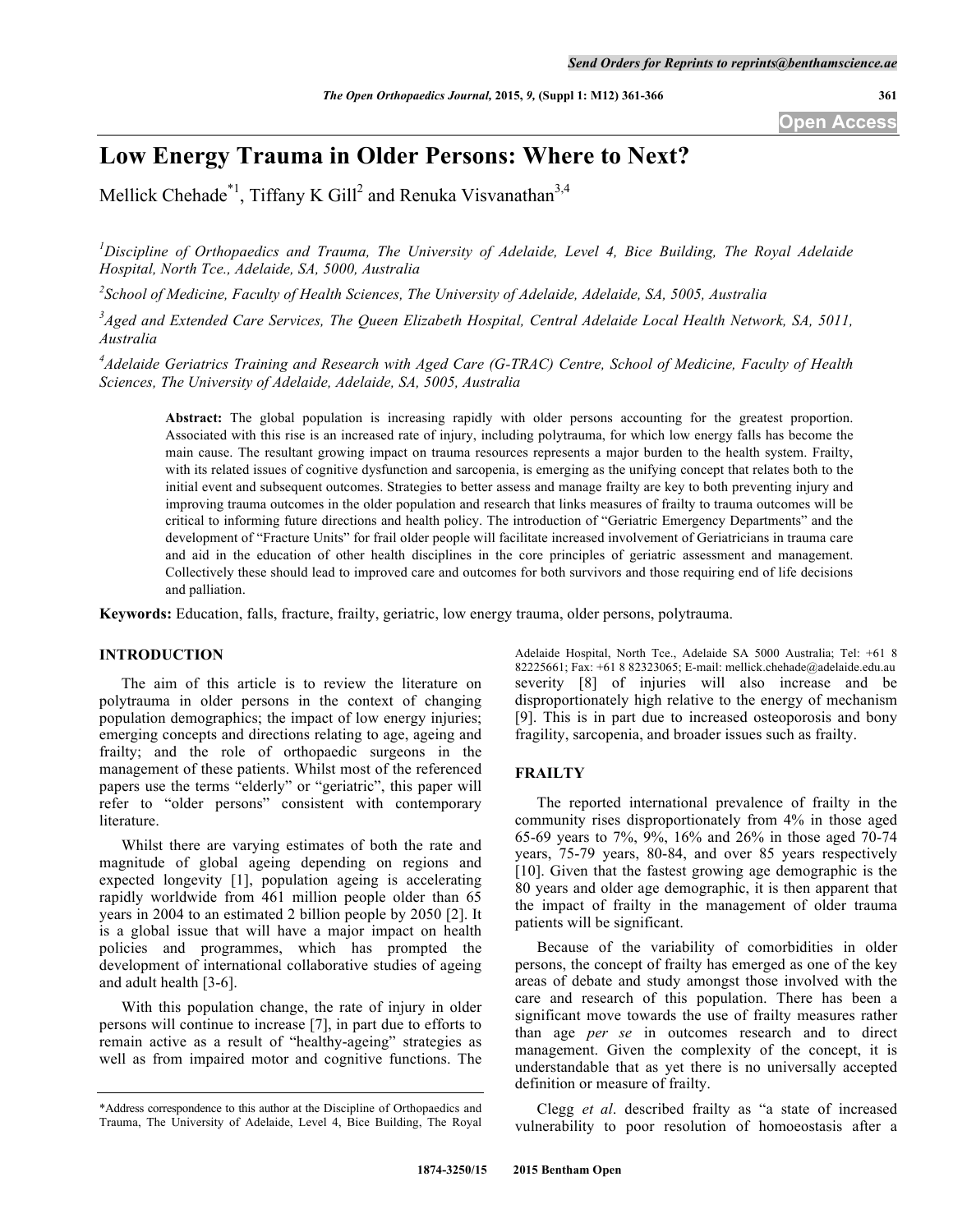# Low Energy Trauma in Older Persons: Where to Next?

Mellick Chehade[*1], Tiffany K Gill[2] and Renuka Visvanathan[3,4]

[1]*Discipline of Orthopaedics and Trauma, The University of Adelaide, Level 4, Bice Building, The Royal Adelaide Hospital, North Tce., Adelaide, SA, 5000, Australia*

[2]*School of Medicine, Faculty of Health Sciences, The University of Adelaide, Adelaide, SA, 5005, Australia*

[3]*Aged and Extended Care Services, The Queen Elizabeth Hospital, Central Adelaide Local Health Network, SA, 5011, Australia*

[4]*Adelaide Geriatrics Training and Research with Aged Care (G-TRAC) Centre, School of Medicine, Faculty of Health Sciences, The University of Adelaide, Adelaide, SA, 5005, Australia*

**Abstract:** The global population is increasing rapidly with older persons accounting for the greatest proportion. Associated with this rise is an increased rate of injury, including polytrauma, for which low energy falls has become the main cause. The resultant growing impact on trauma resources represents a major burden to the health system. Frailty, with its related issues of cognitive dysfunction and sarcopenia, is emerging as the unifying concept that relates both to the initial event and subsequent outcomes. Strategies to better assess and manage frailty are key to both preventing injury and improving trauma outcomes in the older population and research that links measures of frailty to trauma outcomes will be critical to informing future directions and health policy. The introduction of "Geriatric Emergency Departments" and the development of "Fracture Units" for frail older people will facilitate increased involvement of Geriatricians in trauma care and aid in the education of other health disciplines in the core principles of geriatric assessment and management. Collectively these should lead to improved care and outcomes for both survivors and those requiring end of life decisions and palliation.

**Keywords:** Education, falls, fracture, frailty, geriatric, low energy trauma, older persons, polytrauma.

## INTRODUCTION

The aim of this article is to review the literature on polytrauma in older persons in the context of changing population demographics; the impact of low energy injuries; emerging concepts and directions relating to age, ageing and frailty; and the role of orthopaedic surgeons in the management of these patients. Whilst most of the referenced papers use the terms "elderly" or "geriatric", this paper will refer to "older persons" consistent with contemporary literature.

Whilst there are varying estimates of both the rate and magnitude of global ageing depending on regions and expected longevity [1], population ageing is accelerating rapidly worldwide from 461 million people older than 65 years in 2004 to an estimated 2 billion people by 2050 [2]. It is a global issue that will have a major impact on health policies and programmes, which has prompted the development of international collaborative studies of ageing and adult health [3-6].

With this population change, the rate of injury in older persons will continue to increase [7], in part due to efforts to remain active as a result of "healthy-ageing" strategies as well as from impaired motor and cognitive functions. The severity [8] of injuries will also increase and be disproportionately high relative to the energy of mechanism [9]. This is in part due to increased osteoporosis and bony fragility, sarcopenia, and broader issues such as frailty.

## FRAILTY

The reported international prevalence of frailty in the community rises disproportionately from 4% in those aged 65-69 years to 7%, 9%, 16% and 26% in those aged 70-74 years, 75-79 years, 80-84, and over 85 years respectively [10]. Given that the fastest growing age demographic is the 80 years and older age demographic, it is then apparent that the impact of frailty in the management of older trauma patients will be significant.

Because of the variability of comorbidities in older persons, the concept of frailty has emerged as one of the key areas of debate and study amongst those involved with the care and research of this population. There has been a significant move towards the use of frailty measures rather than age *per se* in outcomes research and to direct management. Given the complexity of the concept, it is understandable that as yet there is no universally accepted definition or measure of frailty.

Clegg *et al*. described frailty as "a state of increased vulnerability to poor resolution of homoeostasis after a

*Address correspondence to this author at the Discipline of Orthopaedics and Trauma, The University of Adelaide, Level 4, Bice Building, The Royal Adelaide Hospital, North Tce., Adelaide SA 5000 Australia; Tel: +61 8 82225661; Fax: +61 8 82323065; E-mail: mellick.chehade@adelaide.edu.au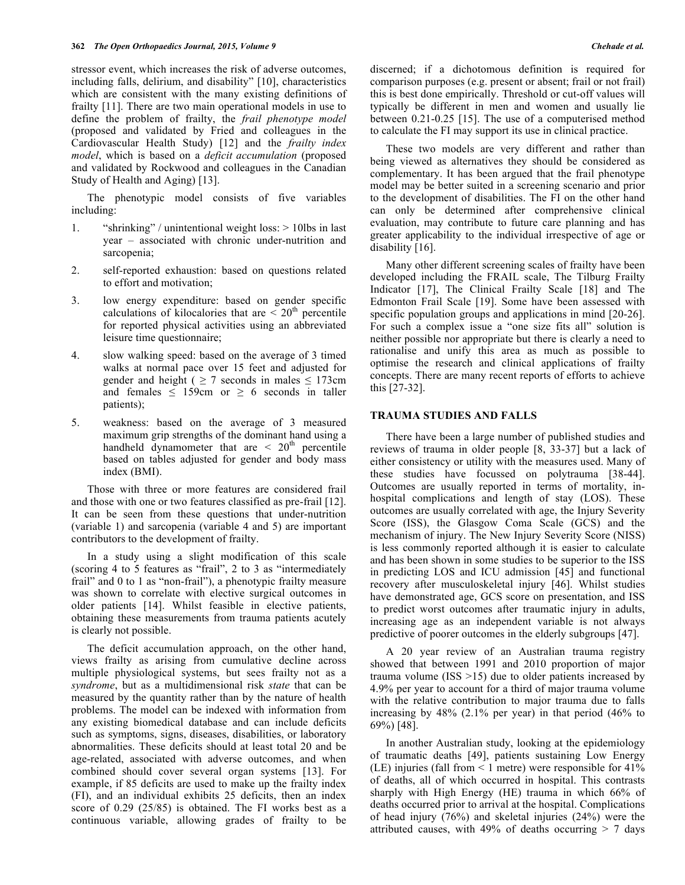stressor event, which increases the risk of adverse outcomes, including falls, delirium, and disability" [10], characteristics which are consistent with the many existing definitions of frailty [11]. There are two main operational models in use to define the problem of frailty, the *frail phenotype model* (proposed and validated by Fried and colleagues in the Cardiovascular Health Study) [12] and the *frailty index model*, which is based on a *deficit accumulation* (proposed and validated by Rockwood and colleagues in the Canadian Study of Health and Aging) [13].

The phenotypic model consists of five variables including:

1. "shrinking" / unintentional weight loss: > 10lbs in last year – associated with chronic under-nutrition and sarcopenia;
2. self-reported exhaustion: based on questions related to effort and motivation;
3. low energy expenditure: based on gender specific calculations of kilocalories that are < 20[th] percentile for reported physical activities using an abbreviated leisure time questionnaire;
4. slow walking speed: based on the average of 3 timed walks at normal pace over 15 feet and adjusted for gender and height ( ≥ 7 seconds in males ≤ 173cm and females ≤ 159cm or ≥ 6 seconds in taller patients);
5. weakness: based on the average of 3 measured maximum grip strengths of the dominant hand using a handheld dynamometer that are < 20[th] percentile based on tables adjusted for gender and body mass index (BMI).

Those with three or more features are considered frail and those with one or two features classified as pre-frail [12]. It can be seen from these questions that under-nutrition (variable 1) and sarcopenia (variable 4 and 5) are important contributors to the development of frailty.

In a study using a slight modification of this scale (scoring 4 to 5 features as "frail", 2 to 3 as "intermediately frail" and 0 to 1 as "non-frail"), a phenotypic frailty measure was shown to correlate with elective surgical outcomes in older patients [14]. Whilst feasible in elective patients, obtaining these measurements from trauma patients acutely is clearly not possible.

The deficit accumulation approach, on the other hand, views frailty as arising from cumulative decline across multiple physiological systems, but sees frailty not as a *syndrome*, but as a multidimensional risk *state* that can be measured by the quantity rather than by the nature of health problems. The model can be indexed with information from any existing biomedical database and can include deficits such as symptoms, signs, diseases, disabilities, or laboratory abnormalities. These deficits should at least total 20 and be age-related, associated with adverse outcomes, and when combined should cover several organ systems [13]. For example, if 85 deficits are used to make up the frailty index (FI), and an individual exhibits 25 deficits, then an index score of 0.29 (25/85) is obtained. The FI works best as a continuous variable, allowing grades of frailty to be discerned; if a dichotomous definition is required for comparison purposes (e.g. present or absent; frail or not frail) this is best done empirically. Threshold or cut-off values will typically be different in men and women and usually lie between 0.21-0.25 [15]. The use of a computerised method to calculate the FI may support its use in clinical practice.

These two models are very different and rather than being viewed as alternatives they should be considered as complementary. It has been argued that the frail phenotype model may be better suited in a screening scenario and prior to the development of disabilities. The FI on the other hand can only be determined after comprehensive clinical evaluation, may contribute to future care planning and has greater applicability to the individual irrespective of age or disability [16].

Many other different screening scales of frailty have been developed including the FRAIL scale, The Tilburg Frailty Indicator [17], The Clinical Frailty Scale [18] and The Edmonton Frail Scale [19]. Some have been assessed with specific population groups and applications in mind [20-26]. For such a complex issue a "one size fits all" solution is neither possible nor appropriate but there is clearly a need to rationalise and unify this area as much as possible to optimise the research and clinical applications of frailty concepts. There are many recent reports of efforts to achieve this [27-32].

## TRAUMA STUDIES AND FALLS

There have been a large number of published studies and reviews of trauma in older people [8, 33-37] but a lack of either consistency or utility with the measures used. Many of these studies have focussed on polytrauma [38-44]. Outcomes are usually reported in terms of mortality, in-hospital complications and length of stay (LOS). These outcomes are usually correlated with age, the Injury Severity Score (ISS), the Glasgow Coma Scale (GCS) and the mechanism of injury. The New Injury Severity Score (NISS) is less commonly reported although it is easier to calculate and has been shown in some studies to be superior to the ISS in predicting LOS and ICU admission [45] and functional recovery after musculoskeletal injury [46]. Whilst studies have demonstrated age, GCS score on presentation, and ISS to predict worst outcomes after traumatic injury in adults, increasing age as an independent variable is not always predictive of poorer outcomes in the elderly subgroups [47].

A 20 year review of an Australian trauma registry showed that between 1991 and 2010 proportion of major trauma volume (ISS >15) due to older patients increased by 4.9% per year to account for a third of major trauma volume with the relative contribution to major trauma due to falls increasing by 48% (2.1% per year) in that period (46% to 69%) [48].

In another Australian study, looking at the epidemiology of traumatic deaths [49], patients sustaining Low Energy (LE) injuries (fall from < 1 metre) were responsible for 41% of deaths, all of which occurred in hospital. This contrasts sharply with High Energy (HE) trauma in which 66% of deaths occurred prior to arrival at the hospital. Complications of head injury (76%) and skeletal injuries (24%) were the attributed causes, with 49% of deaths occurring > 7 days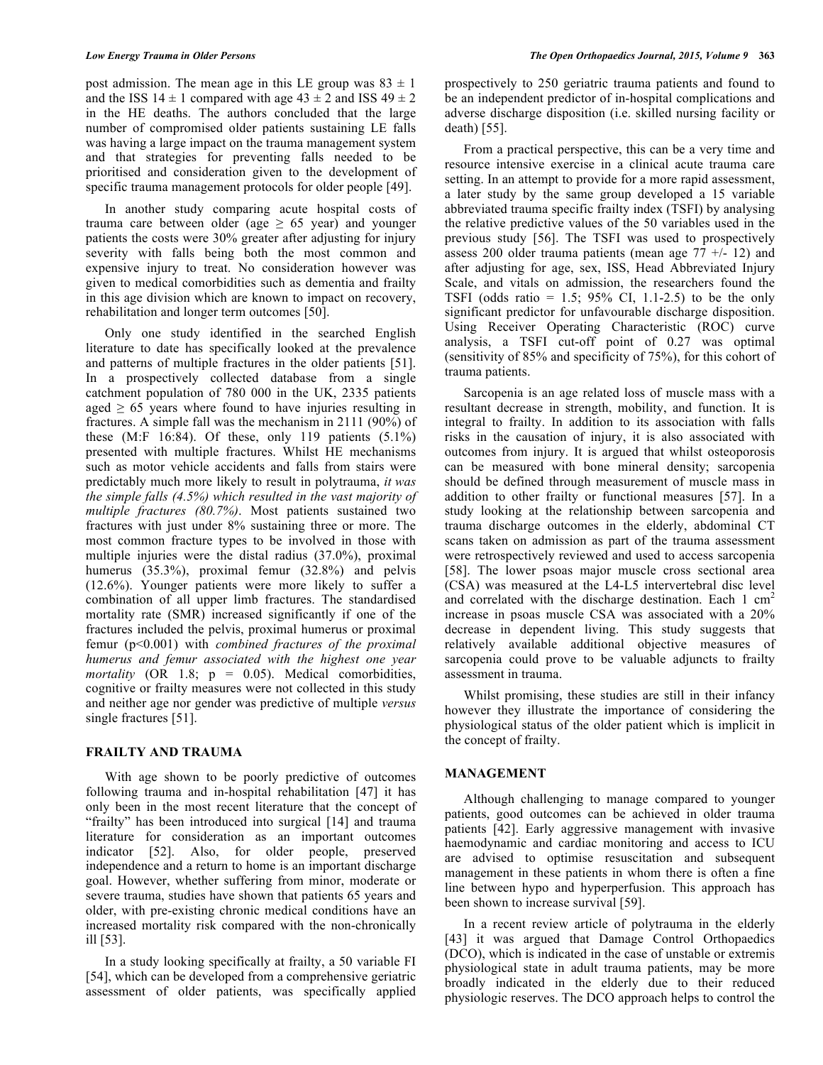post admission. The mean age in this LE group was 83 ± 1 and the ISS 14 ± 1 compared with age 43 ± 2 and ISS 49 ± 2 in the HE deaths. The authors concluded that the large number of compromised older patients sustaining LE falls was having a large impact on the trauma management system and that strategies for preventing falls needed to be prioritised and consideration given to the development of specific trauma management protocols for older people [49].

In another study comparing acute hospital costs of trauma care between older (age ≥ 65 year) and younger patients the costs were 30% greater after adjusting for injury severity with falls being both the most common and expensive injury to treat. No consideration however was given to medical comorbidities such as dementia and frailty in this age division which are known to impact on recovery, rehabilitation and longer term outcomes [50].

Only one study identified in the searched English literature to date has specifically looked at the prevalence and patterns of multiple fractures in the older patients [51]. In a prospectively collected database from a single catchment population of 780 000 in the UK, 2335 patients aged ≥ 65 years where found to have injuries resulting in fractures. A simple fall was the mechanism in 2111 (90%) of these (M:F 16:84). Of these, only 119 patients (5.1%) presented with multiple fractures. Whilst HE mechanisms such as motor vehicle accidents and falls from stairs were predictably much more likely to result in polytrauma, *it was the simple falls (4.5%) which resulted in the vast majority of multiple fractures (80.7%)*. Most patients sustained two fractures with just under 8% sustaining three or more. The most common fracture types to be involved in those with multiple injuries were the distal radius (37.0%), proximal humerus (35.3%), proximal femur (32.8%) and pelvis (12.6%). Younger patients were more likely to suffer a combination of all upper limb fractures. The standardised mortality rate (SMR) increased significantly if one of the fractures included the pelvis, proximal humerus or proximal femur ($p<0.001$) with *combined fractures of the proximal humerus and femur associated with the highest one year mortality* (OR 1.8; $p = 0.05$). Medical comorbidities, cognitive or frailty measures were not collected in this study and neither age nor gender was predictive of multiple *versus* single fractures [51].

## FRAILTY AND TRAUMA

With age shown to be poorly predictive of outcomes following trauma and in-hospital rehabilitation [47] it has only been in the most recent literature that the concept of "frailty" has been introduced into surgical [14] and trauma literature for consideration as an important outcomes indicator [52]. Also, for older people, preserved independence and a return to home is an important discharge goal. However, whether suffering from minor, moderate or severe trauma, studies have shown that patients 65 years and older, with pre-existing chronic medical conditions have an increased mortality risk compared with the non-chronically ill [53].

In a study looking specifically at frailty, a 50 variable FI [54], which can be developed from a comprehensive geriatric assessment of older patients, was specifically applied prospectively to 250 geriatric trauma patients and found to be an independent predictor of in-hospital complications and adverse discharge disposition (i.e. skilled nursing facility or death) [55].

From a practical perspective, this can be a very time and resource intensive exercise in a clinical acute trauma care setting. In an attempt to provide for a more rapid assessment, a later study by the same group developed a 15 variable abbreviated trauma specific frailty index (TSFI) by analysing the relative predictive values of the 50 variables used in the previous study [56]. The TSFI was used to prospectively assess 200 older trauma patients (mean age 77 +/- 12) and after adjusting for age, sex, ISS, Head Abbreviated Injury Scale, and vitals on admission, the researchers found the TSFI (odds ratio = 1.5; 95% CI, 1.1-2.5) to be the only significant predictor for unfavourable discharge disposition. Using Receiver Operating Characteristic (ROC) curve analysis, a TSFI cut-off point of 0.27 was optimal (sensitivity of 85% and specificity of 75%), for this cohort of trauma patients.

Sarcopenia is an age related loss of muscle mass with a resultant decrease in strength, mobility, and function. It is integral to frailty. In addition to its association with falls risks in the causation of injury, it is also associated with outcomes from injury. It is argued that whilst osteoporosis can be measured with bone mineral density; sarcopenia should be defined through measurement of muscle mass in addition to other frailty or functional measures [57]. In a study looking at the relationship between sarcopenia and trauma discharge outcomes in the elderly, abdominal CT scans taken on admission as part of the trauma assessment were retrospectively reviewed and used to access sarcopenia [58]. The lower psoas major muscle cross sectional area (CSA) was measured at the L4-L5 intervertebral disc level and correlated with the discharge destination. Each 1 $cm^2$ increase in psoas muscle CSA was associated with a 20% decrease in dependent living. This study suggests that relatively available additional objective measures of sarcopenia could prove to be valuable adjuncts to frailty assessment in trauma.

Whilst promising, these studies are still in their infancy however they illustrate the importance of considering the physiological status of the older patient which is implicit in the concept of frailty.

## MANAGEMENT

Although challenging to manage compared to younger patients, good outcomes can be achieved in older trauma patients [42]. Early aggressive management with invasive haemodynamic and cardiac monitoring and access to ICU are advised to optimise resuscitation and subsequent management in these patients in whom there is often a fine line between hypo and hyperperfusion. This approach has been shown to increase survival [59].

In a recent review article of polytrauma in the elderly [43] it was argued that Damage Control Orthopaedics (DCO), which is indicated in the case of unstable or extremis physiological state in adult trauma patients, may be more broadly indicated in the elderly due to their reduced physiologic reserves. The DCO approach helps to control the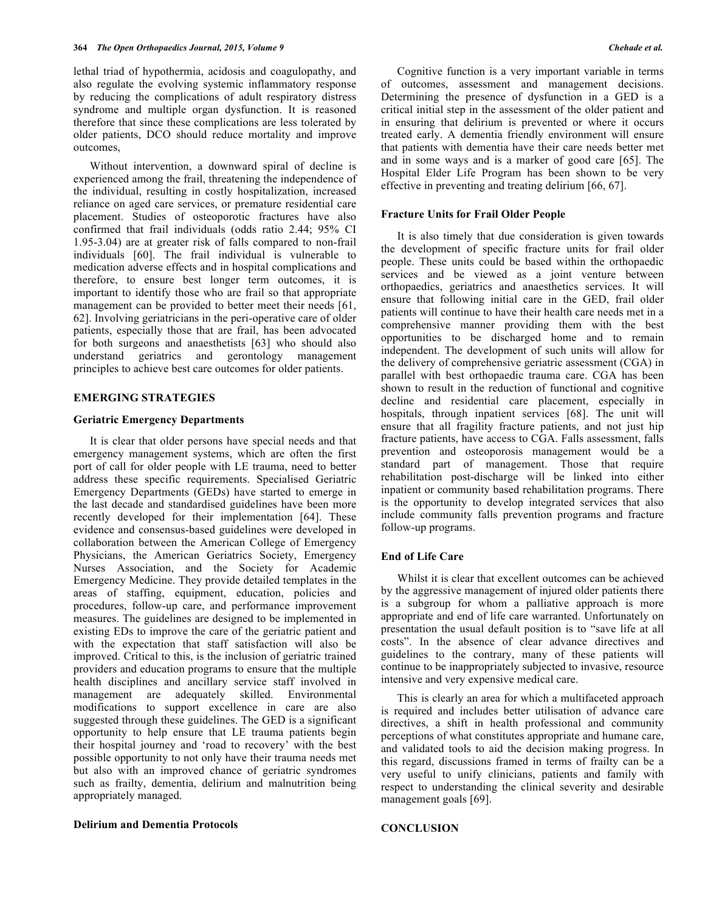lethal triad of hypothermia, acidosis and coagulopathy, and also regulate the evolving systemic inflammatory response by reducing the complications of adult respiratory distress syndrome and multiple organ dysfunction. It is reasoned therefore that since these complications are less tolerated by older patients, DCO should reduce mortality and improve outcomes,

Without intervention, a downward spiral of decline is experienced among the frail, threatening the independence of the individual, resulting in costly hospitalization, increased reliance on aged care services, or premature residential care placement. Studies of osteoporotic fractures have also confirmed that frail individuals (odds ratio 2.44; 95% CI 1.95-3.04) are at greater risk of falls compared to non-frail individuals [60]. The frail individual is vulnerable to medication adverse effects and in hospital complications and therefore, to ensure best longer term outcomes, it is important to identify those who are frail so that appropriate management can be provided to better meet their needs [61, 62]. Involving geriatricians in the peri-operative care of older patients, especially those that are frail, has been advocated for both surgeons and anaesthetists [63] who should also understand geriatrics and gerontology management principles to achieve best care outcomes for older patients.

## EMERGING STRATEGIES

### Geriatric Emergency Departments

It is clear that older persons have special needs and that emergency management systems, which are often the first port of call for older people with LE trauma, need to better address these specific requirements. Specialised Geriatric Emergency Departments (GEDs) have started to emerge in the last decade and standardised guidelines have been more recently developed for their implementation [64]. These evidence and consensus-based guidelines were developed in collaboration between the American College of Emergency Physicians, the American Geriatrics Society, Emergency Nurses Association, and the Society for Academic Emergency Medicine. They provide detailed templates in the areas of staffing, equipment, education, policies and procedures, follow-up care, and performance improvement measures. The guidelines are designed to be implemented in existing EDs to improve the care of the geriatric patient and with the expectation that staff satisfaction will also be improved. Critical to this, is the inclusion of geriatric trained providers and education programs to ensure that the multiple health disciplines and ancillary service staff involved in management are adequately skilled. Environmental modifications to support excellence in care are also suggested through these guidelines. The GED is a significant opportunity to help ensure that LE trauma patients begin their hospital journey and 'road to recovery' with the best possible opportunity to not only have their trauma needs met but also with an improved chance of geriatric syndromes such as frailty, dementia, delirium and malnutrition being appropriately managed.

### Delirium and Dementia Protocols

Cognitive function is a very important variable in terms of outcomes, assessment and management decisions. Determining the presence of dysfunction in a GED is a critical initial step in the assessment of the older patient and in ensuring that delirium is prevented or where it occurs treated early. A dementia friendly environment will ensure that patients with dementia have their care needs better met and in some ways and is a marker of good care [65]. The Hospital Elder Life Program has been shown to be very effective in preventing and treating delirium [66, 67].

### Fracture Units for Frail Older People

It is also timely that due consideration is given towards the development of specific fracture units for frail older people. These units could be based within the orthopaedic services and be viewed as a joint venture between orthopaedics, geriatrics and anaesthetics services. It will ensure that following initial care in the GED, frail older patients will continue to have their health care needs met in a comprehensive manner providing them with the best opportunities to be discharged home and to remain independent. The development of such units will allow for the delivery of comprehensive geriatric assessment (CGA) in parallel with best orthopaedic trauma care. CGA has been shown to result in the reduction of functional and cognitive decline and residential care placement, especially in hospitals, through inpatient services [68]. The unit will ensure that all fragility fracture patients, and not just hip fracture patients, have access to CGA. Falls assessment, falls prevention and osteoporosis management would be a standard part of management. Those that require rehabilitation post-discharge will be linked into either inpatient or community based rehabilitation programs. There is the opportunity to develop integrated services that also include community falls prevention programs and fracture follow-up programs.

### End of Life Care

Whilst it is clear that excellent outcomes can be achieved by the aggressive management of injured older patients there is a subgroup for whom a palliative approach is more appropriate and end of life care warranted. Unfortunately on presentation the usual default position is to "save life at all costs". In the absence of clear advance directives and guidelines to the contrary, many of these patients will continue to be inappropriately subjected to invasive, resource intensive and very expensive medical care.

This is clearly an area for which a multifaceted approach is required and includes better utilisation of advance care directives, a shift in health professional and community perceptions of what constitutes appropriate and humane care, and validated tools to aid the decision making progress. In this regard, discussions framed in terms of frailty can be a very useful to unify clinicians, patients and family with respect to understanding the clinical severity and desirable management goals [69].

## CONCLUSION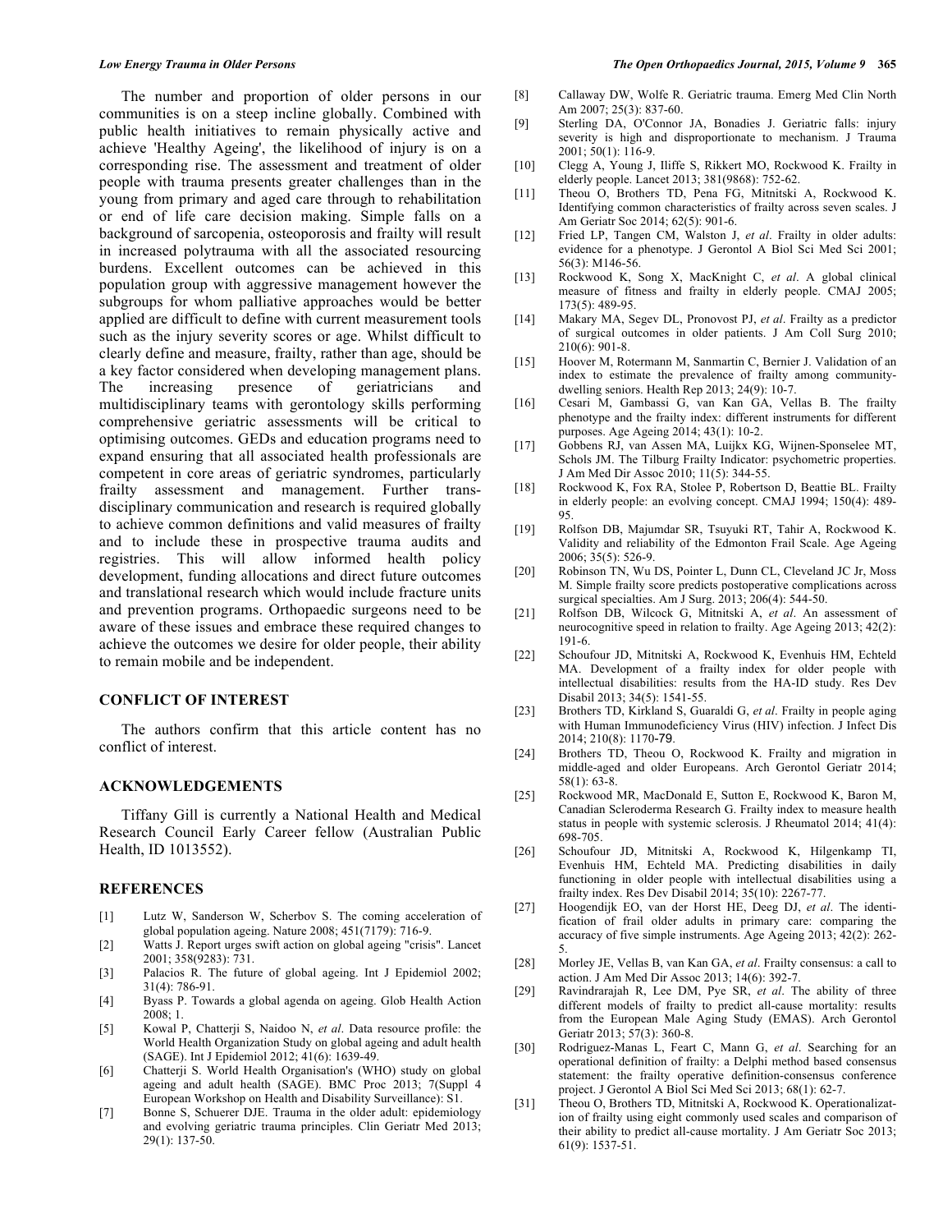The number and proportion of older persons in our communities is on a steep incline globally. Combined with public health initiatives to remain physically active and achieve 'Healthy Ageing', the likelihood of injury is on a corresponding rise. The assessment and treatment of older people with trauma presents greater challenges than in the young from primary and aged care through to rehabilitation or end of life care decision making. Simple falls on a background of sarcopenia, osteoporosis and frailty will result in increased polytrauma with all the associated resourcing burdens. Excellent outcomes can be achieved in this population group with aggressive management however the subgroups for whom palliative approaches would be better applied are difficult to define with current measurement tools such as the injury severity scores or age. Whilst difficult to clearly define and measure, frailty, rather than age, should be a key factor considered when developing management plans. The increasing presence of geriatricians and multidisciplinary teams with gerontology skills performing comprehensive geriatric assessments will be critical to optimising outcomes. GEDs and education programs need to expand ensuring that all associated health professionals are competent in core areas of geriatric syndromes, particularly frailty assessment and management. Further trans-disciplinary communication and research is required globally to achieve common definitions and valid measures of frailty and to include these in prospective trauma audits and registries. This will allow informed health policy development, funding allocations and direct future outcomes and translational research which would include fracture units and prevention programs. Orthopaedic surgeons need to be aware of these issues and embrace these required changes to achieve the outcomes we desire for older people, their ability to remain mobile and be independent.

## CONFLICT OF INTEREST

The authors confirm that this article content has no conflict of interest.

## ACKNOWLEDGEMENTS

Tiffany Gill is currently a National Health and Medical Research Council Early Career fellow (Australian Public Health, ID 1013552).

## REFERENCES

[1] Lutz W, Sanderson W, Scherbov S. The coming acceleration of global population ageing. Nature 2008; 451(7179): 716-9.

[2] Watts J. Report urges swift action on global ageing "crisis". Lancet 2001; 358(9283): 731.

[3] Palacios R. The future of global ageing. Int J Epidemiol 2002; 31(4): 786-91.

[4] Byass P. Towards a global agenda on ageing. Glob Health Action 2008; 1.

[5] Kowal P, Chatterji S, Naidoo N, *et al*. Data resource profile: the World Health Organization Study on global ageing and adult health (SAGE). Int J Epidemiol 2012; 41(6): 1639-49.

[6] Chatterji S. World Health Organisation's (WHO) study on global ageing and adult health (SAGE). BMC Proc 2013; 7(Suppl 4 European Workshop on Health and Disability Surveillance): S1.

[7] Bonne S, Schuerer DJE. Trauma in the older adult: epidemiology and evolving geriatric trauma principles. Clin Geriatr Med 2013; 29(1): 137-50.

[8] Callaway DW, Wolfe R. Geriatric trauma. Emerg Med Clin North Am 2007; 25(3): 837-60.

[9] Sterling DA, O'Connor JA, Bonadies J. Geriatric falls: injury severity is high and disproportionate to mechanism. J Trauma 2001; 50(1): 116-9.

[10] Clegg A, Young J, Iliffe S, Rikkert MO, Rockwood K. Frailty in elderly people. Lancet 2013; 381(9868): 752-62.

[11] Theou O, Brothers TD, Pena FG, Mitnitski A, Rockwood K. Identifying common characteristics of frailty across seven scales. J Am Geriatr Soc 2014; 62(5): 901-6.

[12] Fried LP, Tangen CM, Walston J, *et al*. Frailty in older adults: evidence for a phenotype. J Gerontol A Biol Sci Med Sci 2001; 56(3): M146-56.

[13] Rockwood K, Song X, MacKnight C, *et al*. A global clinical measure of fitness and frailty in elderly people. CMAJ 2005; 173(5): 489-95.

[14] Makary MA, Segev DL, Pronovost PJ, *et al*. Frailty as a predictor of surgical outcomes in older patients. J Am Coll Surg 2010; 210(6): 901-8.

[15] Hoover M, Rotermann M, Sanmartin C, Bernier J. Validation of an index to estimate the prevalence of frailty among community-dwelling seniors. Health Rep 2013; 24(9): 10-7.

[16] Cesari M, Gambassi G, van Kan GA, Vellas B. The frailty phenotype and the frailty index: different instruments for different purposes. Age Ageing 2014; 43(1): 10-2.

[17] Gobbens RJ, van Assen MA, Luijkx KG, Wijnen-Sponselee MT, Schols JM. The Tilburg Frailty Indicator: psychometric properties. J Am Med Dir Assoc 2010; 11(5): 344-55.

[18] Rockwood K, Fox RA, Stolee P, Robertson D, Beattie BL. Frailty in elderly people: an evolving concept. CMAJ 1994; 150(4): 489-95.

[19] Rolfson DB, Majumdar SR, Tsuyuki RT, Tahir A, Rockwood K. Validity and reliability of the Edmonton Frail Scale. Age Ageing 2006; 35(5): 526-9.

[20] Robinson TN, Wu DS, Pointer L, Dunn CL, Cleveland JC Jr, Moss M. Simple frailty score predicts postoperative complications across surgical specialties. Am J Surg. 2013; 206(4): 544-50.

[21] Rolfson DB, Wilcock G, Mitnitski A, *et al*. An assessment of neurocognitive speed in relation to frailty. Age Ageing 2013; 42(2): 191-6.

[22] Schoufour JD, Mitnitski A, Rockwood K, Evenhuis HM, Echteld MA. Development of a frailty index for older people with intellectual disabilities: results from the HA-ID study. Res Dev Disabil 2013; 34(5): 1541-55.

[23] Brothers TD, Kirkland S, Guaraldi G, *et al*. Frailty in people aging with Human Immunodeficiency Virus (HIV) infection. J Infect Dis 2014; 210(8): 1170-79.

[24] Brothers TD, Theou O, Rockwood K. Frailty and migration in middle-aged and older Europeans. Arch Gerontol Geriatr 2014; 58(1): 63-8.

[25] Rockwood MR, MacDonald E, Sutton E, Rockwood K, Baron M, Canadian Scleroderma Research G. Frailty index to measure health status in people with systemic sclerosis. J Rheumatol 2014; 41(4): 698-705.

[26] Schoufour JD, Mitnitski A, Rockwood K, Hilgenkamp TI, Evenhuis HM, Echteld MA. Predicting disabilities in daily functioning in older people with intellectual disabilities using a frailty index. Res Dev Disabil 2014; 35(10): 2267-77.

[27] Hoogendijk EO, van der Horst HE, Deeg DJ, *et al*. The identification of frail older adults in primary care: comparing the accuracy of five simple instruments. Age Ageing 2013; 42(2): 262-5.

[28] Morley JE, Vellas B, van Kan GA, *et al*. Frailty consensus: a call to action. J Am Med Dir Assoc 2013; 14(6): 392-7.

[29] Ravindrarajah R, Lee DM, Pye SR, *et al*. The ability of three different models of frailty to predict all-cause mortality: results from the European Male Aging Study (EMAS). Arch Gerontol Geriatr 2013; 57(3): 360-8.

[30] Rodriguez-Manas L, Feart C, Mann G, *et al*. Searching for an operational definition of frailty: a Delphi method based consensus statement: the frailty operative definition-consensus conference project. J Gerontol A Biol Sci Med Sci 2013; 68(1): 62-7.

[31] Theou O, Brothers TD, Mitnitski A, Rockwood K. Operationalization of frailty using eight commonly used scales and comparison of their ability to predict all-cause mortality. J Am Geriatr Soc 2013; 61(9): 1537-51.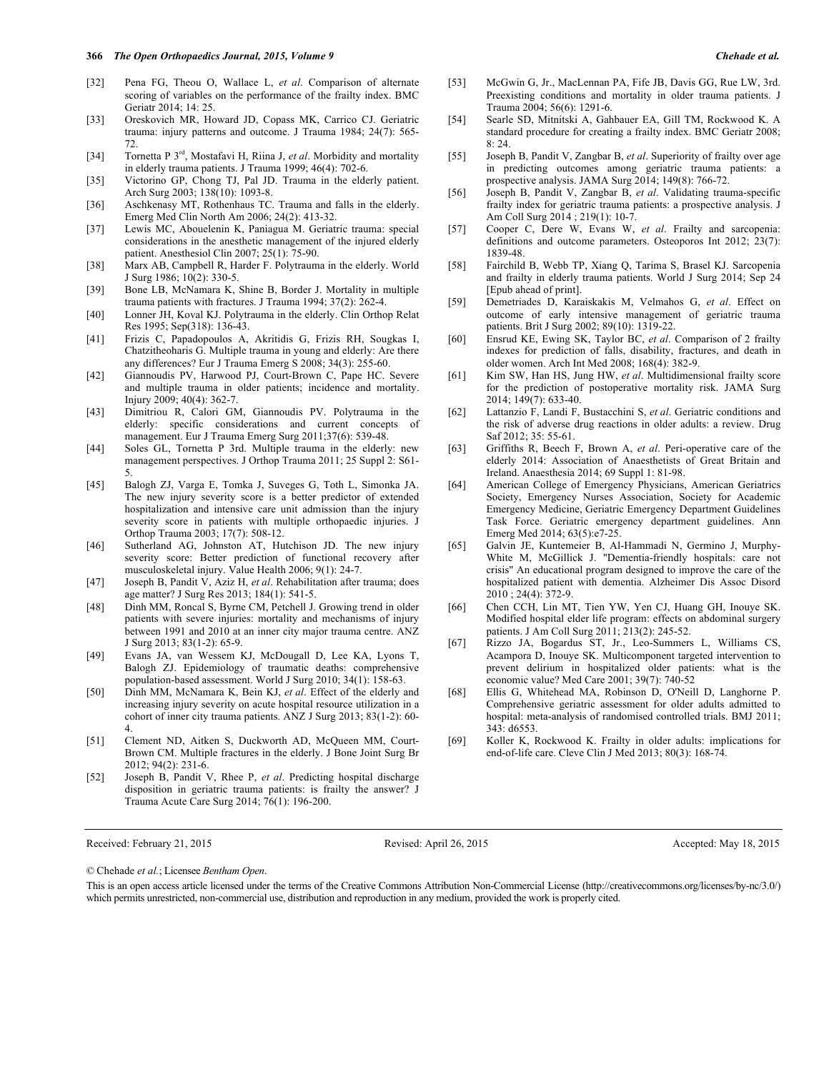[32] Pena FG, Theou O, Wallace L, *et al*. Comparison of alternate scoring of variables on the performance of the frailty index. BMC Geriatr 2014; 14: 25.

[33] Oreskovich MR, Howard JD, Copass MK, Carrico CJ. Geriatric trauma: injury patterns and outcome. J Trauma 1984; 24(7): 565-72.

[34] Tornetta P 3rd, Mostafavi H, Riina J, *et al*. Morbidity and mortality in elderly trauma patients. J Trauma 1999; 46(4): 702-6.

[35] Victorino GP, Chong TJ, Pal JD. Trauma in the elderly patient. Arch Surg 2003; 138(10): 1093-8.

[36] Aschkenasy MT, Rothenhaus TC. Trauma and falls in the elderly. Emerg Med Clin North Am 2006; 24(2): 413-32.

[37] Lewis MC, Abouelenin K, Paniagua M. Geriatric trauma: special considerations in the anesthetic management of the injured elderly patient. Anesthesiol Clin 2007; 25(1): 75-90.

[38] Marx AB, Campbell R, Harder F. Polytrauma in the elderly. World J Surg 1986; 10(2): 330-5.

[39] Bone LB, McNamara K, Shine B, Border J. Mortality in multiple trauma patients with fractures. J Trauma 1994; 37(2): 262-4.

[40] Lonner JH, Koval KJ. Polytrauma in the elderly. Clin Orthop Relat Res 1995; Sep(318): 136-43.

[41] Frizis C, Papadopoulos A, Akritidis G, Frizis RH, Sougkas I, Chatzitheoharis G. Multiple trauma in young and elderly: Are there any differences? Eur J Trauma Emerg S 2008; 34(3): 255-60.

[42] Giannoudis PV, Harwood PJ, Court-Brown C, Pape HC. Severe and multiple trauma in older patients; incidence and mortality. Injury 2009; 40(4): 362-7.

[43] Dimitriou R, Calori GM, Giannoudis PV. Polytrauma in the elderly: specific considerations and current concepts of management. Eur J Trauma Emerg Surg 2011;37(6): 539-48.

[44] Soles GL, Tornetta P 3rd. Multiple trauma in the elderly: new management perspectives. J Orthop Trauma 2011; 25 Suppl 2: S61-5.

[45] Balogh ZJ, Varga E, Tomka J, Suveges G, Toth L, Simonka JA. The new injury severity score is a better predictor of extended hospitalization and intensive care unit admission than the injury severity score in patients with multiple orthopaedic injuries. J Orthop Trauma 2003; 17(7): 508-12.

[46] Sutherland AG, Johnston AT, Hutchison JD. The new injury severity score: Better prediction of functional recovery after musculoskeletal injury. Value Health 2006; 9(1): 24-7.

[47] Joseph B, Pandit V, Aziz H, *et al*. Rehabilitation after trauma; does age matter? J Surg Res 2013; 184(1): 541-5.

[48] Dinh MM, Roncal S, Byrne CM, Petchell J. Growing trend in older patients with severe injuries: mortality and mechanisms of injury between 1991 and 2010 at an inner city major trauma centre. ANZ J Surg 2013; 83(1-2): 65-9.

[49] Evans JA, van Wessem KJ, McDougall D, Lee KA, Lyons T, Balogh ZJ. Epidemiology of traumatic deaths: comprehensive population-based assessment. World J Surg 2010; 34(1): 158-63.

[50] Dinh MM, McNamara K, Bein KJ, *et al*. Effect of the elderly and increasing injury severity on acute hospital resource utilization in a cohort of inner city trauma patients. ANZ J Surg 2013; 83(1-2): 60-4.

[51] Clement ND, Aitken S, Duckworth AD, McQueen MM, Court-Brown CM. Multiple fractures in the elderly. J Bone Joint Surg Br 2012; 94(2): 231-6.

[52] Joseph B, Pandit V, Rhee P, *et al*. Predicting hospital discharge disposition in geriatric trauma patients: is frailty the answer? J Trauma Acute Care Surg 2014; 76(1): 196-200.

[53] McGwin G, Jr., MacLennan PA, Fife JB, Davis GG, Rue LW, 3rd. Preexisting conditions and mortality in older trauma patients. J Trauma 2004; 56(6): 1291-6.

[54] Searle SD, Mitnitski A, Gahbauer EA, Gill TM, Rockwood K. A standard procedure for creating a frailty index. BMC Geriatr 2008; 8: 24.

[55] Joseph B, Pandit V, Zangbar B, *et al*. Superiority of frailty over age in predicting outcomes among geriatric trauma patients: a prospective analysis. JAMA Surg 2014; 149(8): 766-72.

[56] Joseph B, Pandit V, Zangbar B, *et al*. Validating trauma-specific frailty index for geriatric trauma patients: a prospective analysis. J Am Coll Surg 2014 ; 219(1): 10-7.

[57] Cooper C, Dere W, Evans W, *et al*. Frailty and sarcopenia: definitions and outcome parameters. Osteoporos Int 2012; 23(7): 1839-48.

[58] Fairchild B, Webb TP, Xiang Q, Tarima S, Brasel KJ. Sarcopenia and frailty in elderly trauma patients. World J Surg 2014; Sep 24 [Epub ahead of print].

[59] Demetriades D, Karaiskakis M, Velmahos G, *et al*. Effect on outcome of early intensive management of geriatric trauma patients. Brit J Surg 2002; 89(10): 1319-22.

[60] Ensrud KE, Ewing SK, Taylor BC, *et al*. Comparison of 2 frailty indexes for prediction of falls, disability, fractures, and death in older women. Arch Int Med 2008; 168(4): 382-9.

[61] Kim SW, Han HS, Jung HW, *et al*. Multidimensional frailty score for the prediction of postoperative mortality risk. JAMA Surg 2014; 149(7): 633-40.

[62] Lattanzio F, Landi F, Bustacchini S, *et al*. Geriatric conditions and the risk of adverse drug reactions in older adults: a review. Drug Saf 2012; 35: 55-61.

[63] Griffiths R, Beech F, Brown A, *et al*. Peri-operative care of the elderly 2014: Association of Anaesthetists of Great Britain and Ireland. Anaesthesia 2014; 69 Suppl 1: 81-98.

[64] American College of Emergency Physicians, American Geriatrics Society, Emergency Nurses Association, Society for Academic Emergency Medicine, Geriatric Emergency Department Guidelines Task Force. Geriatric emergency department guidelines. Ann Emerg Med 2014; 63(5):e7-25.

[65] Galvin JE, Kuntemeier B, Al-Hammadi N, Germino J, Murphy-White M, McGillick J. "Dementia-friendly hospitals: care not crisis" An educational program designed to improve the care of the hospitalized patient with dementia. Alzheimer Dis Assoc Disord 2010 ; 24(4): 372-9.

[66] Chen CCH, Lin MT, Tien YW, Yen CJ, Huang GH, Inouye SK. Modified hospital elder life program: effects on abdominal surgery patients. J Am Coll Surg 2011; 213(2): 245-52.

[67] Rizzo JA, Bogardus ST, Jr., Leo-Summers L, Williams CS, Acampora D, Inouye SK. Multicomponent targeted intervention to prevent delirium in hospitalized older patients: what is the economic value? Med Care 2001; 39(7): 740-52

[68] Ellis G, Whitehead MA, Robinson D, O'Neill D, Langhorne P. Comprehensive geriatric assessment for older adults admitted to hospital: meta-analysis of randomised controlled trials. BMJ 2011; 343: d6553.

[69] Koller K, Rockwood K. Frailty in older adults: implications for end-of-life care. Cleve Clin J Med 2013; 80(3): 168-74.

Received: February 21, 2015 Revised: April 26, 2015 Accepted: May 18, 2015

© Chehade *et al.*; Licensee *Bentham Open*.

This is an open access article licensed under the terms of the Creative Commons Attribution Non-Commercial License (http://creativecommons.org/licenses/by-nc/3.0/) which permits unrestricted, non-commercial use, distribution and reproduction in any medium, provided the work is properly cited.